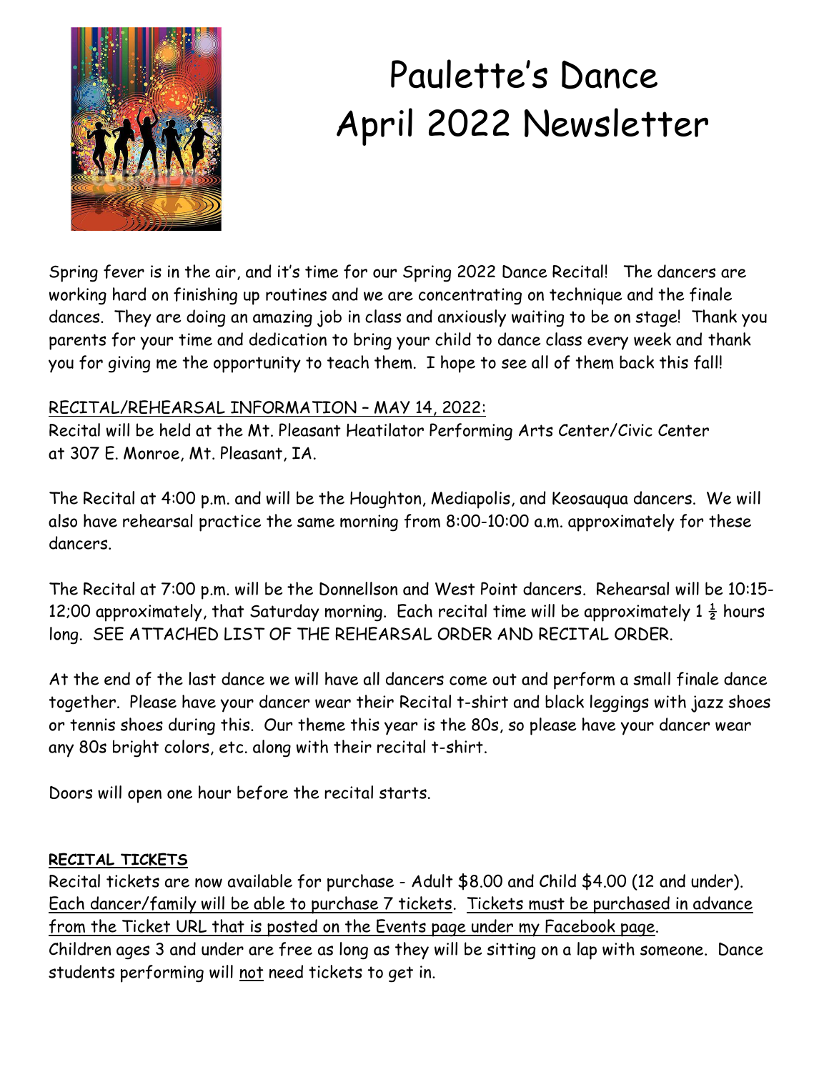# Paulette's Dance
# April 2022 Newsletter

Spring fever is in the air, and it's time for our Spring 2022 Dance Recital! The dancers are working hard on finishing up routines and we are concentrating on technique and the finale dances. They are doing an amazing job in class and anxiously waiting to be on stage! Thank you parents for your time and dedication to bring your child to dance class every week and thank you for giving me the opportunity to teach them. I hope to see all of them back this fall!

<u>RECITAL/REHEARSAL INFORMATION – MAY 14, 2022:</u>

Recital will be held at the Mt. Pleasant Heatilator Performing Arts Center/Civic Center at 307 E. Monroe, Mt. Pleasant, IA.

The Recital at 4:00 p.m. and will be the Houghton, Mediapolis, and Keosauqua dancers. We will also have rehearsal practice the same morning from 8:00-10:00 a.m. approximately for these dancers.

The Recital at 7:00 p.m. will be the Donnellson and West Point dancers. Rehearsal will be 10:15-12;00 approximately, that Saturday morning. Each recital time will be approximately 1 ½ hours long. SEE ATTACHED LIST OF THE REHEARSAL ORDER AND RECITAL ORDER.

At the end of the last dance we will have all dancers come out and perform a small finale dance together. Please have your dancer wear their Recital t-shirt and black leggings with jazz shoes or tennis shoes during this. Our theme this year is the 80s, so please have your dancer wear any 80s bright colors, etc. along with their recital t-shirt.

Doors will open one hour before the recital starts.

**<u>RECITAL TICKETS</u>**

Recital tickets are now available for purchase - Adult $8.00 and Child $4.00 (12 and under). <u>Each dancer/family will be able to purchase 7 tickets</u>. <u>Tickets must be purchased in advance from the Ticket URL that is posted on the Events page under my Facebook page</u>.
Children ages 3 and under are free as long as they will be sitting on a lap with someone. Dance students performing will <u>not</u> need tickets to get in.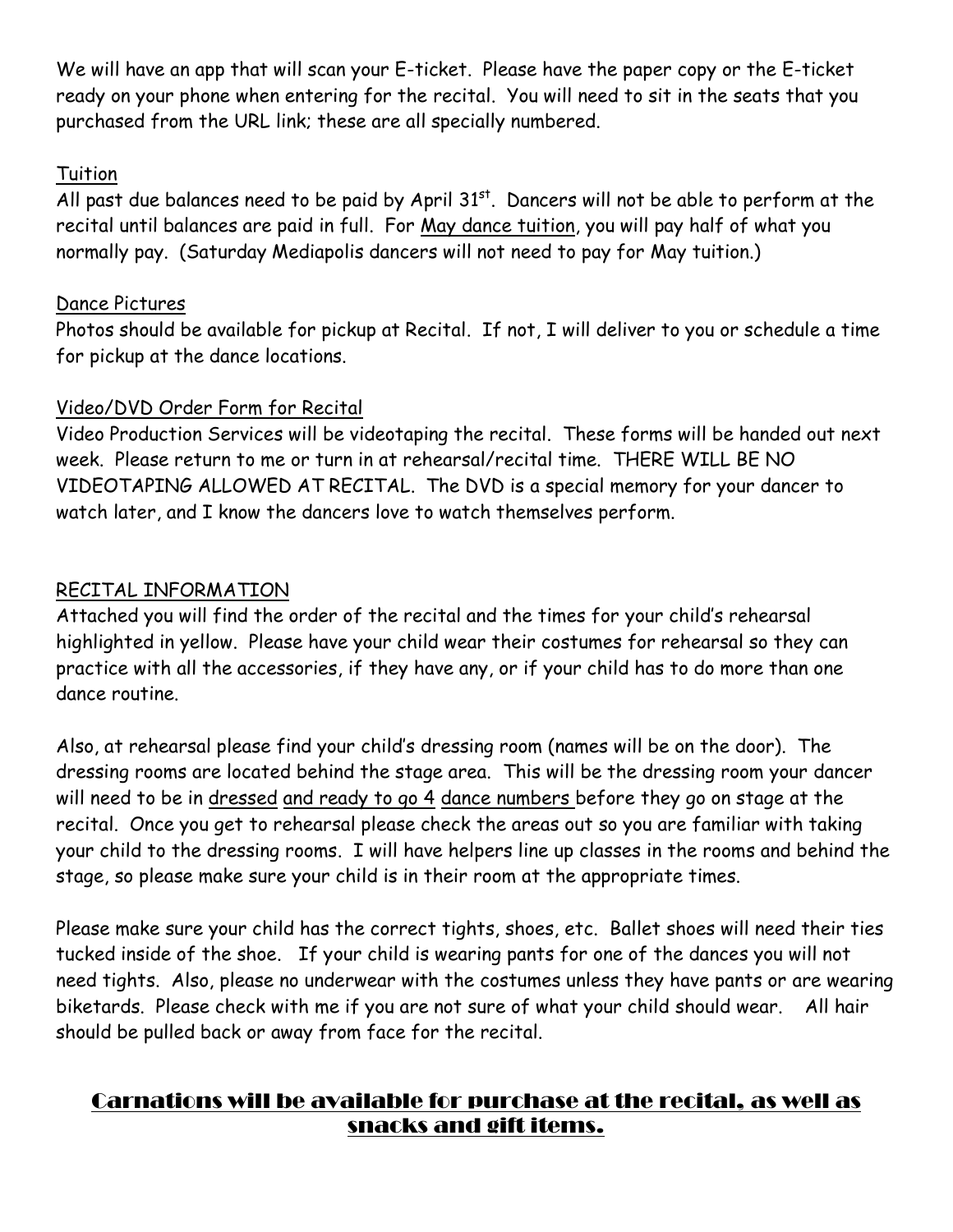We will have an app that will scan your E-ticket. Please have the paper copy or the E-ticket ready on your phone when entering for the recital. You will need to sit in the seats that you purchased from the URL link; these are all specially numbered.

<u>Tuition</u>

All past due balances need to be paid by April 31st. Dancers will not be able to perform at the recital until balances are paid in full. For <u>May dance tuition</u>, you will pay half of what you normally pay. (Saturday Mediapolis dancers will not need to pay for May tuition.)

<u>Dance Pictures</u>

Photos should be available for pickup at Recital. If not, I will deliver to you or schedule a time for pickup at the dance locations.

<u>Video/DVD Order Form for Recital</u>

Video Production Services will be videotaping the recital. These forms will be handed out next week. Please return to me or turn in at rehearsal/recital time. THERE WILL BE NO VIDEOTAPING ALLOWED AT RECITAL. The DVD is a special memory for your dancer to watch later, and I know the dancers love to watch themselves perform.

<u>RECITAL INFORMATION</u>

Attached you will find the order of the recital and the times for your child's rehearsal highlighted in yellow. Please have your child wear their costumes for rehearsal so they can practice with all the accessories, if they have any, or if your child has to do more than one dance routine.

Also, at rehearsal please find your child's dressing room (names will be on the door). The dressing rooms are located behind the stage area. This will be the dressing room your dancer will need to be in <u>dressed</u> <u>and ready to go 4</u> <u>dance numbers</u> before they go on stage at the recital. Once you get to rehearsal please check the areas out so you are familiar with taking your child to the dressing rooms. I will have helpers line up classes in the rooms and behind the stage, so please make sure your child is in their room at the appropriate times.

Please make sure your child has the correct tights, shoes, etc. Ballet shoes will need their ties tucked inside of the shoe. If your child is wearing pants for one of the dances you will not need tights. Also, please no underwear with the costumes unless they have pants or are wearing biketards. Please check with me if you are not sure of what your child should wear. All hair should be pulled back or away from face for the recital.

## <u>Carnations will be available for purchase at the recital, as well as snacks and gift items.</u>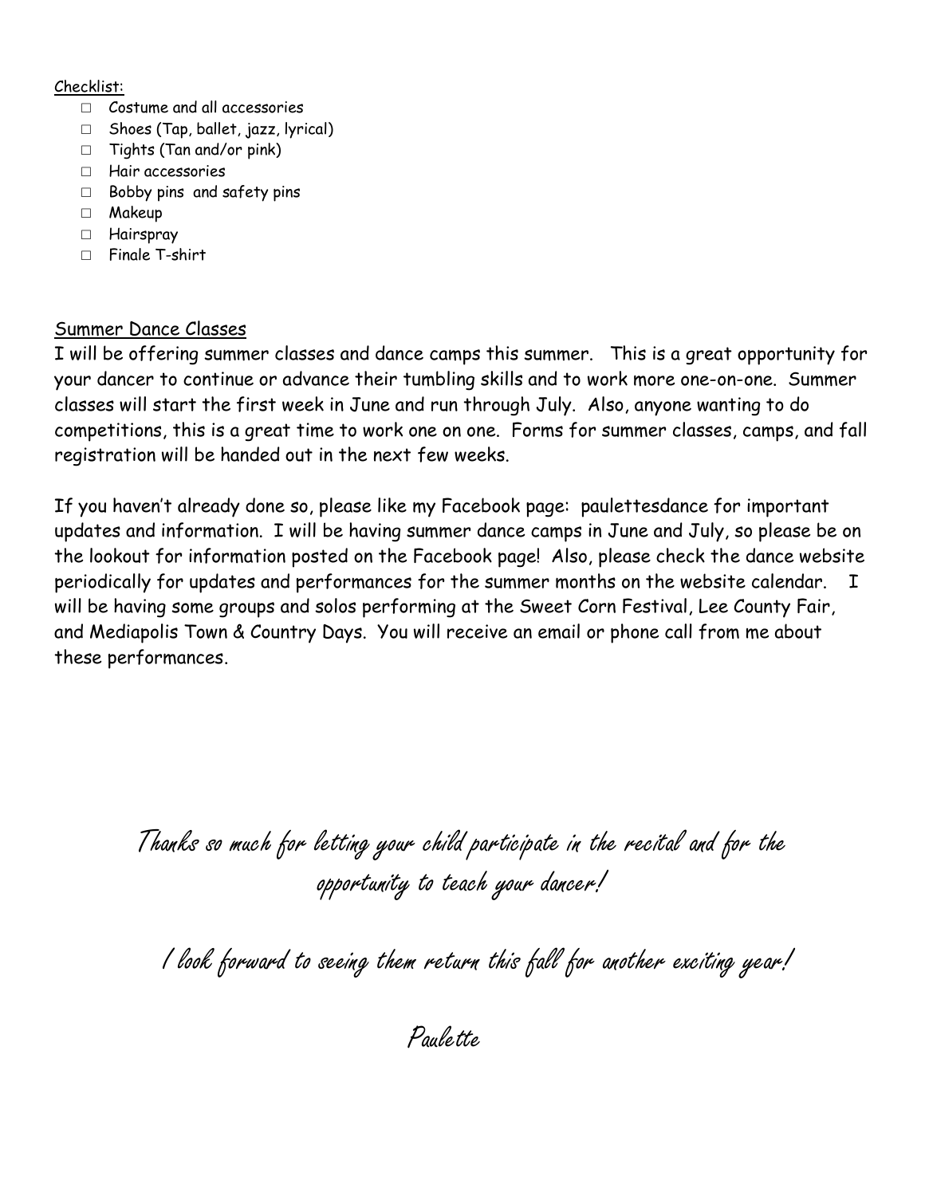Checklist:

- ☐ Costume and all accessories
- ☐ Shoes (Tap, ballet, jazz, lyrical)
- ☐ Tights (Tan and/or pink)
- ☐ Hair accessories
- ☐ Bobby pins and safety pins
- ☐ Makeup
- ☐ Hairspray
- ☐ Finale T-shirt

## Summer Dance Classes

I will be offering summer classes and dance camps this summer. This is a great opportunity for your dancer to continue or advance their tumbling skills and to work more one-on-one. Summer classes will start the first week in June and run through July. Also, anyone wanting to do competitions, this is a great time to work one on one. Forms for summer classes, camps, and fall registration will be handed out in the next few weeks.

If you haven't already done so, please like my Facebook page: paulettesdance for important updates and information. I will be having summer dance camps in June and July, so please be on the lookout for information posted on the Facebook page! Also, please check the dance website periodically for updates and performances for the summer months on the website calendar. I will be having some groups and solos performing at the Sweet Corn Festival, Lee County Fair, and Mediapolis Town & Country Days. You will receive an email or phone call from me about these performances.

*Thanks so much for letting your child participate in the recital and for the opportunity to teach your dancer!*

*I look forward to seeing them return this fall for another exciting year!*

*Paulette*